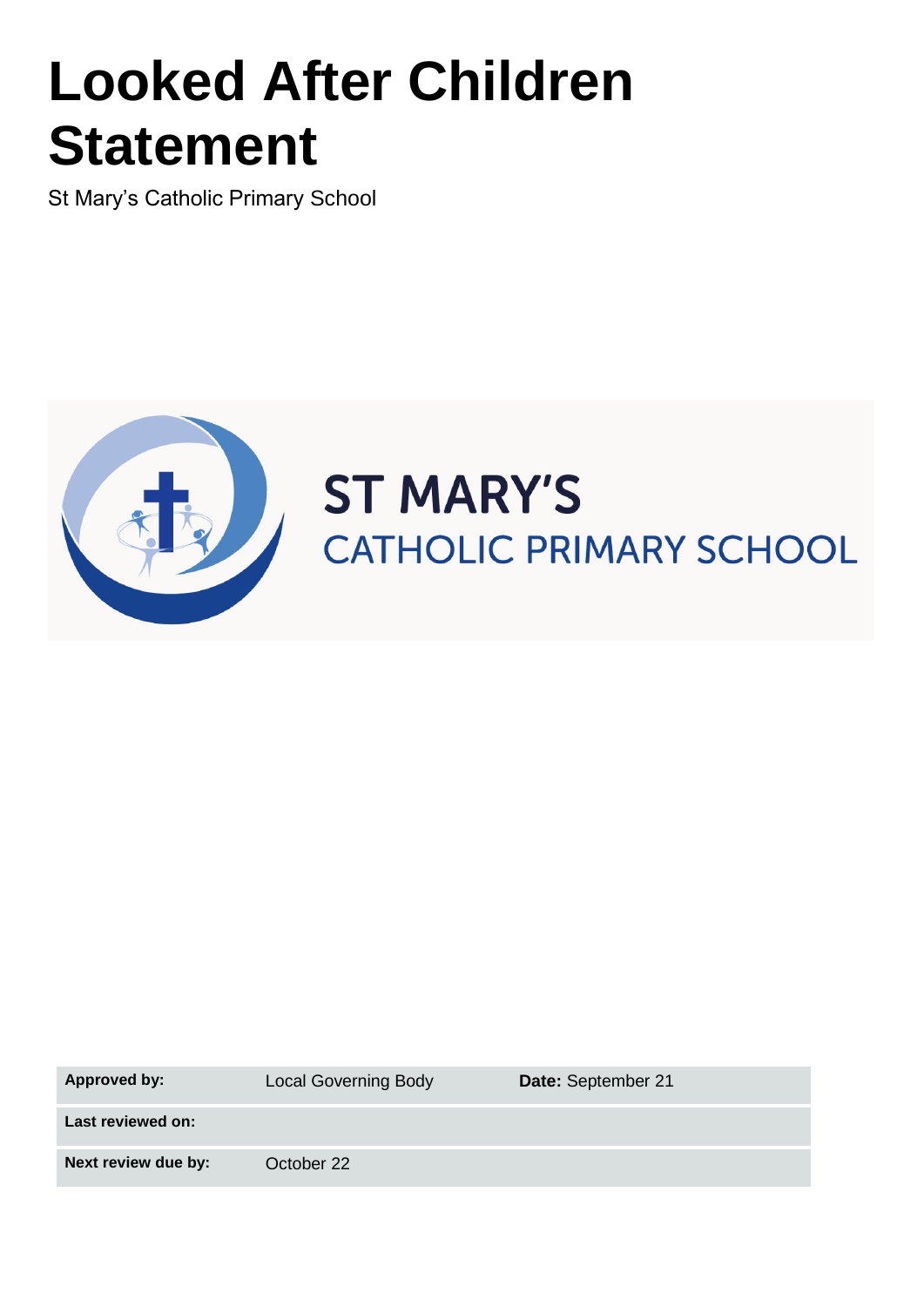# Looked After Children Statement

St Mary's Catholic Primary School

ST MARY'S
CATHOLIC PRIMARY SCHOOL

| **Approved by:** | Local Governing Body | **Date:** September 21 |
| --- | --- | --- |
| **Last reviewed on:** | | |
| **Next review due by:** | October 22 | |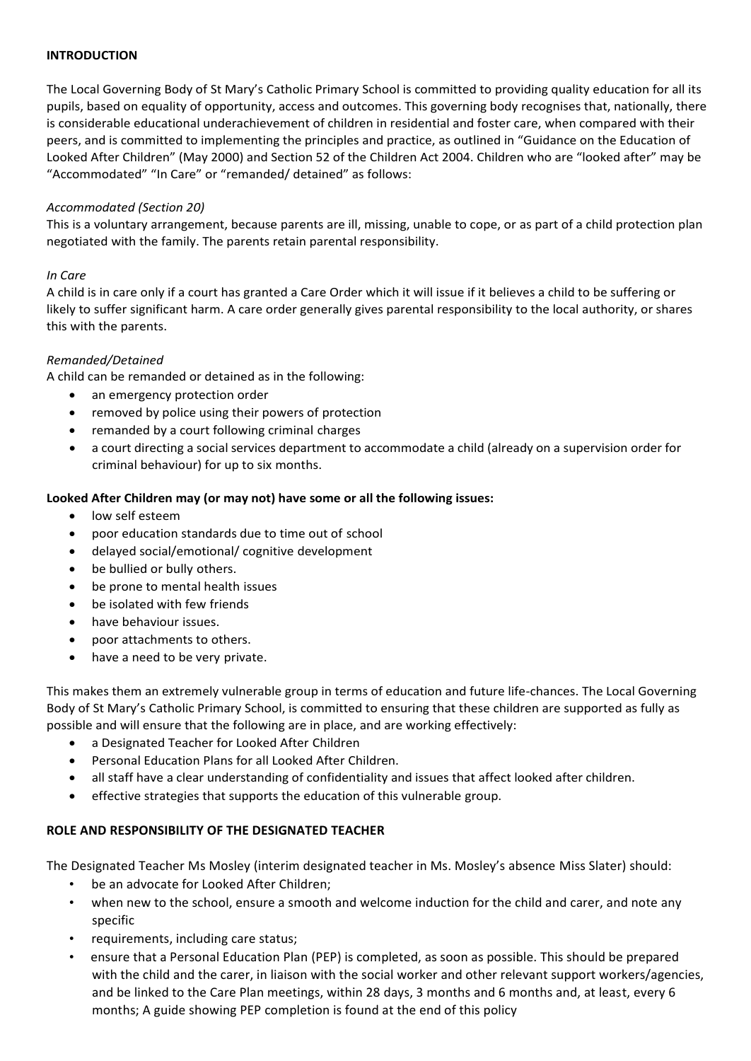**INTRODUCTION**

The Local Governing Body of St Mary's Catholic Primary School is committed to providing quality education for all its pupils, based on equality of opportunity, access and outcomes. This governing body recognises that, nationally, there is considerable educational underachievement of children in residential and foster care, when compared with their peers, and is committed to implementing the principles and practice, as outlined in "Guidance on the Education of Looked After Children" (May 2000) and Section 52 of the Children Act 2004. Children who are "looked after" may be "Accommodated" "In Care" or "remanded/ detained" as follows:

*Accommodated (Section 20)*
This is a voluntary arrangement, because parents are ill, missing, unable to cope, or as part of a child protection plan negotiated with the family. The parents retain parental responsibility.

*In Care*
A child is in care only if a court has granted a Care Order which it will issue if it believes a child to be suffering or likely to suffer significant harm. A care order generally gives parental responsibility to the local authority, or shares this with the parents.

*Remanded/Detained*
A child can be remanded or detained as in the following:

- an emergency protection order
- removed by police using their powers of protection
- remanded by a court following criminal charges
- a court directing a social services department to accommodate a child (already on a supervision order for criminal behaviour) for up to six months.

**Looked After Children may (or may not) have some or all the following issues:**

- low self esteem
- poor education standards due to time out of school
- delayed social/emotional/ cognitive development
- be bullied or bully others.
- be prone to mental health issues
- be isolated with few friends
- have behaviour issues.
- poor attachments to others.
- have a need to be very private.

This makes them an extremely vulnerable group in terms of education and future life-chances. The Local Governing Body of St Mary's Catholic Primary School, is committed to ensuring that these children are supported as fully as possible and will ensure that the following are in place, and are working effectively:

- a Designated Teacher for Looked After Children
- Personal Education Plans for all Looked After Children.
- all staff have a clear understanding of confidentiality and issues that affect looked after children.
- effective strategies that supports the education of this vulnerable group.

**ROLE AND RESPONSIBILITY OF THE DESIGNATED TEACHER**

The Designated Teacher Ms Mosley (interim designated teacher in Ms. Mosley's absence Miss Slater) should:

- be an advocate for Looked After Children;
- when new to the school, ensure a smooth and welcome induction for the child and carer, and note any specific
- requirements, including care status;
- ensure that a Personal Education Plan (PEP) is completed, as soon as possible. This should be prepared with the child and the carer, in liaison with the social worker and other relevant support workers/agencies, and be linked to the Care Plan meetings, within 28 days, 3 months and 6 months and, at least, every 6 months; A guide showing PEP completion is found at the end of this policy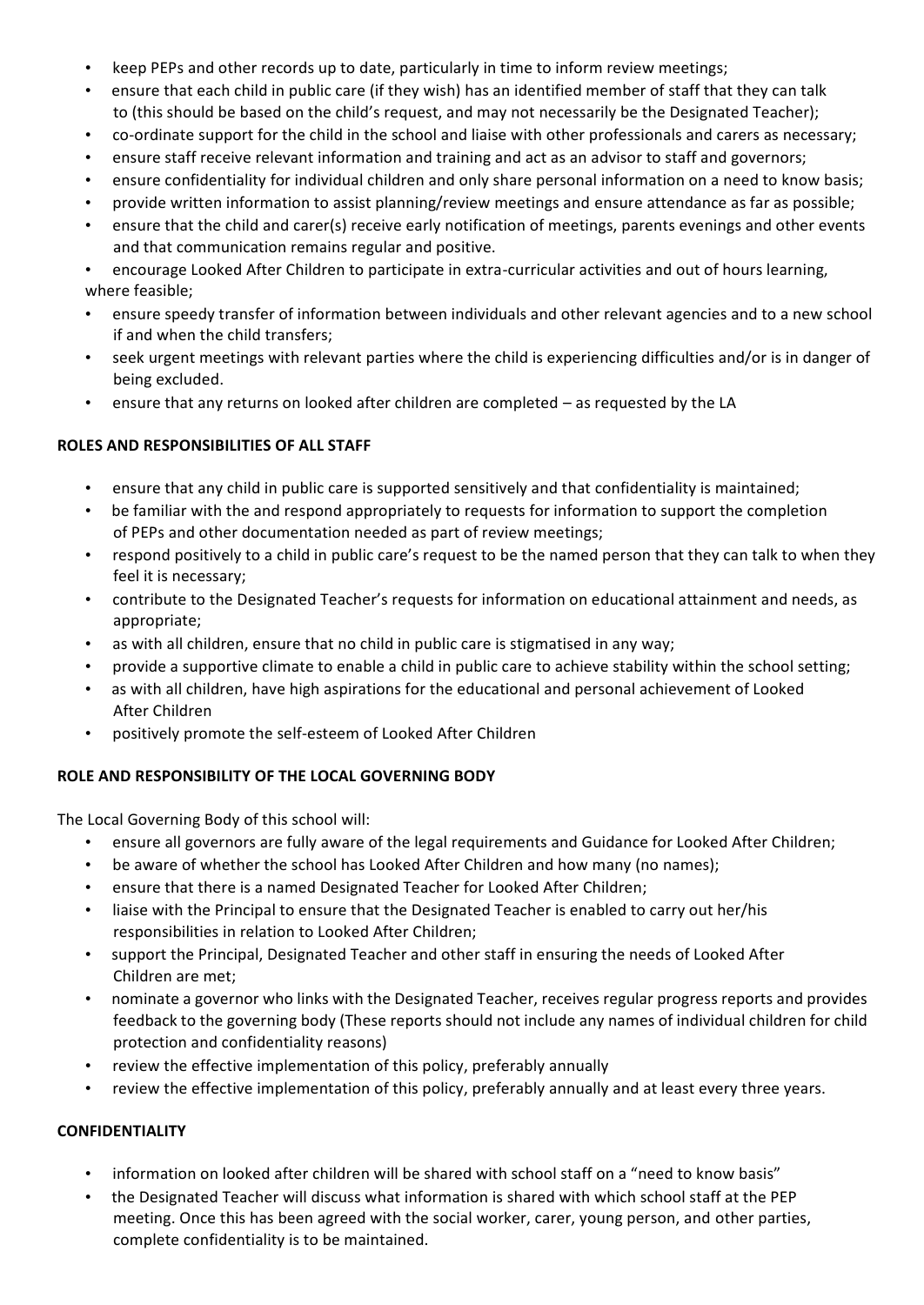- keep PEPs and other records up to date, particularly in time to inform review meetings;
- ensure that each child in public care (if they wish) has an identified member of staff that they can talk to (this should be based on the child's request, and may not necessarily be the Designated Teacher);
- co-ordinate support for the child in the school and liaise with other professionals and carers as necessary;
- ensure staff receive relevant information and training and act as an advisor to staff and governors;
- ensure confidentiality for individual children and only share personal information on a need to know basis;
- provide written information to assist planning/review meetings and ensure attendance as far as possible;
- ensure that the child and carer(s) receive early notification of meetings, parents evenings and other events and that communication remains regular and positive.
- encourage Looked After Children to participate in extra-curricular activities and out of hours learning, where feasible;
- ensure speedy transfer of information between individuals and other relevant agencies and to a new school if and when the child transfers;
- seek urgent meetings with relevant parties where the child is experiencing difficulties and/or is in danger of being excluded.
- ensure that any returns on looked after children are completed – as requested by the LA

**ROLES AND RESPONSIBILITIES OF ALL STAFF**

- ensure that any child in public care is supported sensitively and that confidentiality is maintained;
- be familiar with the and respond appropriately to requests for information to support the completion of PEPs and other documentation needed as part of review meetings;
- respond positively to a child in public care's request to be the named person that they can talk to when they feel it is necessary;
- contribute to the Designated Teacher's requests for information on educational attainment and needs, as appropriate;
- as with all children, ensure that no child in public care is stigmatised in any way;
- provide a supportive climate to enable a child in public care to achieve stability within the school setting;
- as with all children, have high aspirations for the educational and personal achievement of Looked After Children
- positively promote the self-esteem of Looked After Children

**ROLE AND RESPONSIBILITY OF THE LOCAL GOVERNING BODY**

The Local Governing Body of this school will:

- ensure all governors are fully aware of the legal requirements and Guidance for Looked After Children;
- be aware of whether the school has Looked After Children and how many (no names);
- ensure that there is a named Designated Teacher for Looked After Children;
- liaise with the Principal to ensure that the Designated Teacher is enabled to carry out her/his responsibilities in relation to Looked After Children;
- support the Principal, Designated Teacher and other staff in ensuring the needs of Looked After Children are met;
- nominate a governor who links with the Designated Teacher, receives regular progress reports and provides feedback to the governing body (These reports should not include any names of individual children for child protection and confidentiality reasons)
- review the effective implementation of this policy, preferably annually
- review the effective implementation of this policy, preferably annually and at least every three years.

**CONFIDENTIALITY**

- information on looked after children will be shared with school staff on a "need to know basis"
- the Designated Teacher will discuss what information is shared with which school staff at the PEP meeting. Once this has been agreed with the social worker, carer, young person, and other parties, complete confidentiality is to be maintained.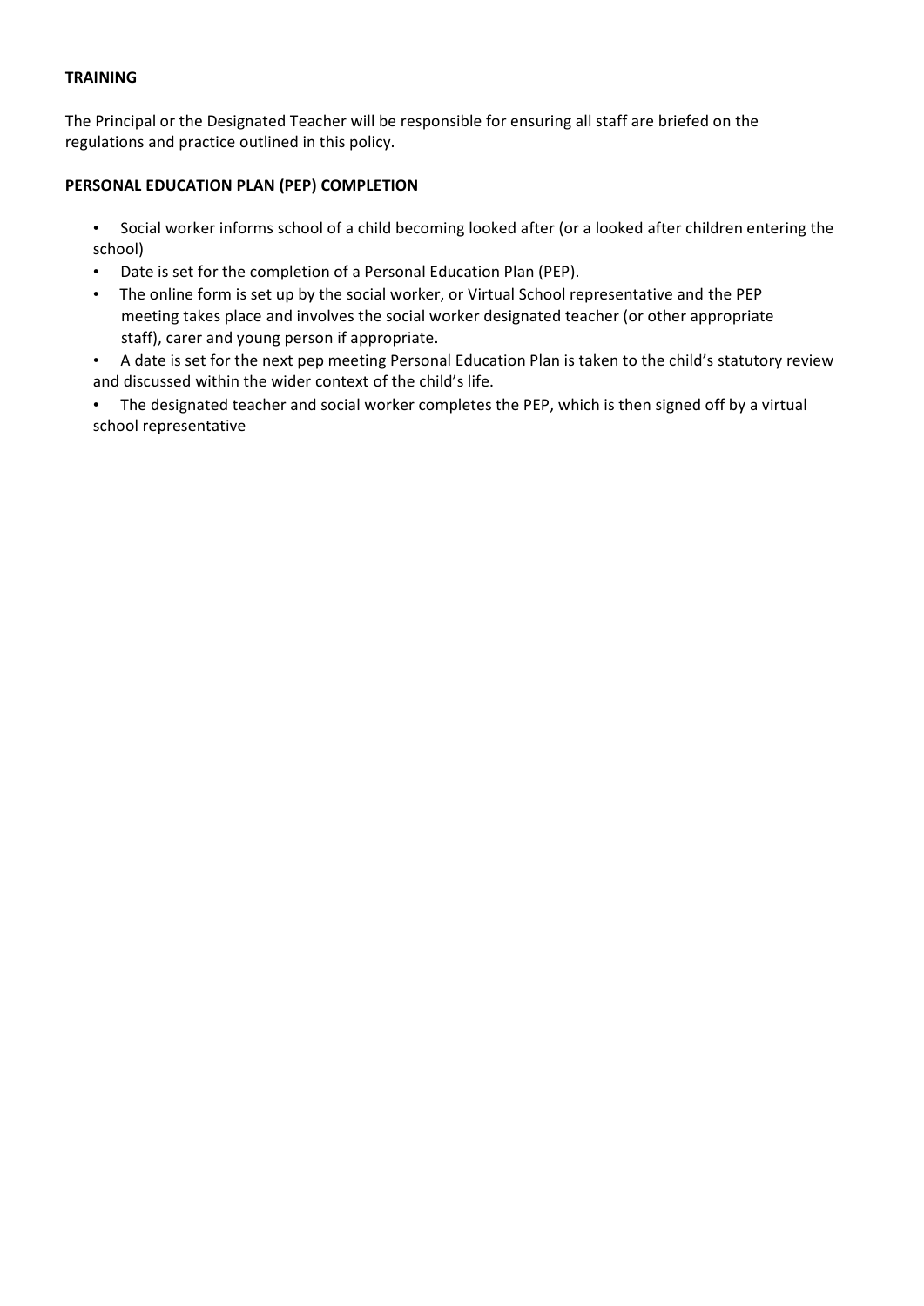**TRAINING**

The Principal or the Designated Teacher will be responsible for ensuring all staff are briefed on the regulations and practice outlined in this policy.

**PERSONAL EDUCATION PLAN (PEP) COMPLETION**

- Social worker informs school of a child becoming looked after (or a looked after children entering the school)
- Date is set for the completion of a Personal Education Plan (PEP).
- The online form is set up by the social worker, or Virtual School representative and the PEP meeting takes place and involves the social worker designated teacher (or other appropriate staff), carer and young person if appropriate.
- A date is set for the next pep meeting Personal Education Plan is taken to the child's statutory review and discussed within the wider context of the child's life.
- The designated teacher and social worker completes the PEP, which is then signed off by a virtual school representative